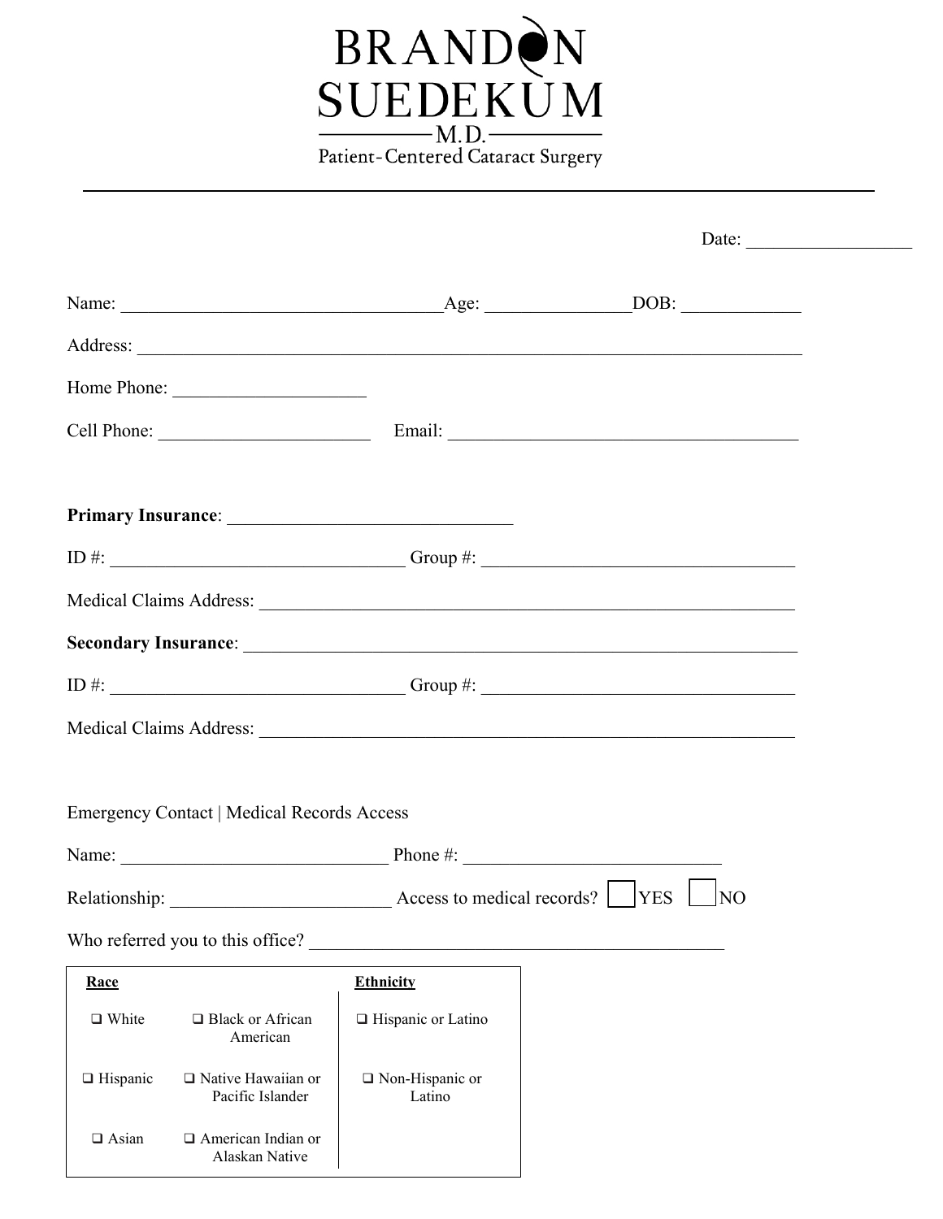# BRANDON SUEDEKUM M.D.

Patient-Centered Cataract Surgery

---

Date: ________________

Name: ________________________________ Age: ______________ DOB: ____________

Address: ______________________________________________________________________

Home Phone: ____________________

Cell Phone: ______________________ Email: ____________________________________

**Primary Insurance**: _____________________________

ID #: ______________________________ Group #: ________________________________

Medical Claims Address: _______________________________________________________

**Secondary Insurance**: ______________________________________________________

ID #: ______________________________ Group #: ________________________________

Medical Claims Address: _______________________________________________________

Emergency Contact | Medical Records Access

Name: ____________________________ Phone #: __________________________

Relationship: ______________________ Access to medical records? ☐ YES ☐ NO

Who referred you to this office? ________________________________________

| **Race** | | **Ethnicity** |
|---|---|---|
| ❑ White | ❑ Black or African American | ❑ Hispanic or Latino |
| ❑ Hispanic | ❑ Native Hawaiian or Pacific Islander | ❑ Non-Hispanic or Latino |
| ❑ Asian | ❑ American Indian or Alaskan Native | |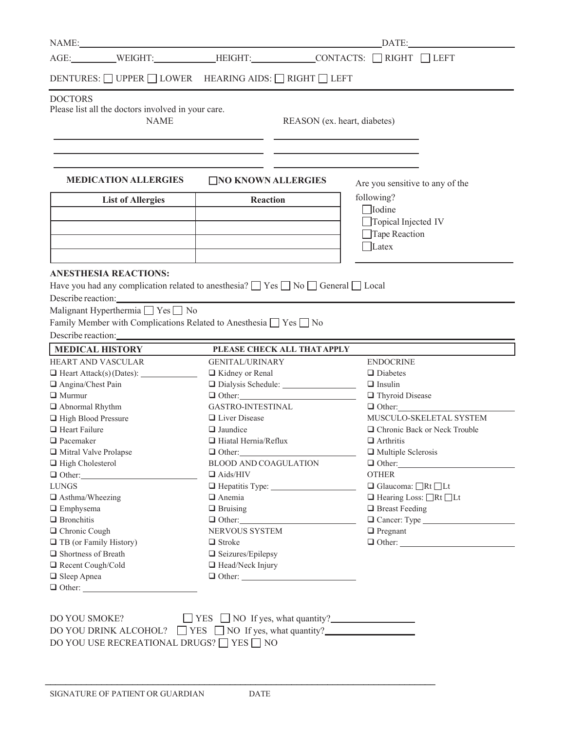NAME: ______________________________________________ DATE: ____________________

AGE: ________ WEIGHT: ____________ HEIGHT: ____________ CONTACTS: ☐ RIGHT ☐ LEFT

DENTURES: ☐ UPPER ☐ LOWER HEARING AIDS: ☐ RIGHT ☐ LEFT

---

**DOCTORS**

Please list all the doctors involved in your care.

| NAME | REASON (ex. heart, diabetes) |
|---|---|
| | |
| | |

**MEDICATION ALLERGIES** ☐ **NO KNOWN ALLERGIES**

| List of Allergies | Reaction |
|---|---|
| | |
| | |
| | |
| | |

Are you sensitive to any of the following?

- ☐ Iodine
- ☐ Topical Injected IV
- ☐ Tape Reaction
- ☐ Latex

**ANESTHESIA REACTIONS:**

Have you had any complication related to anesthesia? ☐ Yes ☐ No ☐ General ☐ Local

Describe reaction: ______________________________________________

Malignant Hyperthermia ☐ Yes ☐ No

Family Member with Complications Related to Anesthesia ☐ Yes ☐ No

Describe reaction: ______________________________________________

**MEDICAL HISTORY** — **PLEASE CHECK ALL THAT APPLY**

HEART AND VASCULAR
- ☐ Heart Attack(s) (Dates): ____________
- ☐ Angina/Chest Pain
- ☐ Murmur
- ☐ Abnormal Rhythm
- ☐ High Blood Pressure
- ☐ Heart Failure
- ☐ Pacemaker
- ☐ Mitral Valve Prolapse
- ☐ High Cholesterol
- ☐ Other: ____________

LUNGS
- ☐ Asthma/Wheezing
- ☐ Emphysema
- ☐ Bronchitis
- ☐ Chronic Cough
- ☐ TB (or Family History)
- ☐ Shortness of Breath
- ☐ Recent Cough/Cold
- ☐ Sleep Apnea
- ☐ Other: ____________

GENITAL/URINARY
- ☐ Kidney or Renal
- ☐ Dialysis Schedule: ____________
- ☐ Other: ____________

GASTRO-INTESTINAL
- ☐ Liver Disease
- ☐ Jaundice
- ☐ Hiatal Hernia/Reflux
- ☐ Other: ____________

BLOOD AND COAGULATION
- ☐ Aids/HIV
- ☐ Hepatitis Type: ____________
- ☐ Anemia
- ☐ Bruising
- ☐ Other: ____________

NERVOUS SYSTEM
- ☐ Stroke
- ☐ Seizures/Epilepsy
- ☐ Head/Neck Injury
- ☐ Other: ____________

ENDOCRINE
- ☐ Diabetes
- ☐ Insulin
- ☐ Thyroid Disease
- ☐ Other: ____________

MUSCULO-SKELETAL SYSTEM
- ☐ Chronic Back or Neck Trouble
- ☐ Arthritis
- ☐ Multiple Sclerosis
- ☐ Other: ____________

OTHER
- ☐ Glaucoma: ☐ Rt ☐ Lt
- ☐ Hearing Loss: ☐ Rt ☐ Lt
- ☐ Breast Feeding
- ☐ Cancer: Type ____________
- ☐ Pregnant
- ☐ Other: ____________

DO YOU SMOKE? ☐ YES ☐ NO If yes, what quantity? ____________

DO YOU DRINK ALCOHOL? ☐ YES ☐ NO If yes, what quantity? ____________

DO YOU USE RECREATIONAL DRUGS? ☐ YES ☐ NO

______________________________________________

SIGNATURE OF PATIENT OR GUARDIAN DATE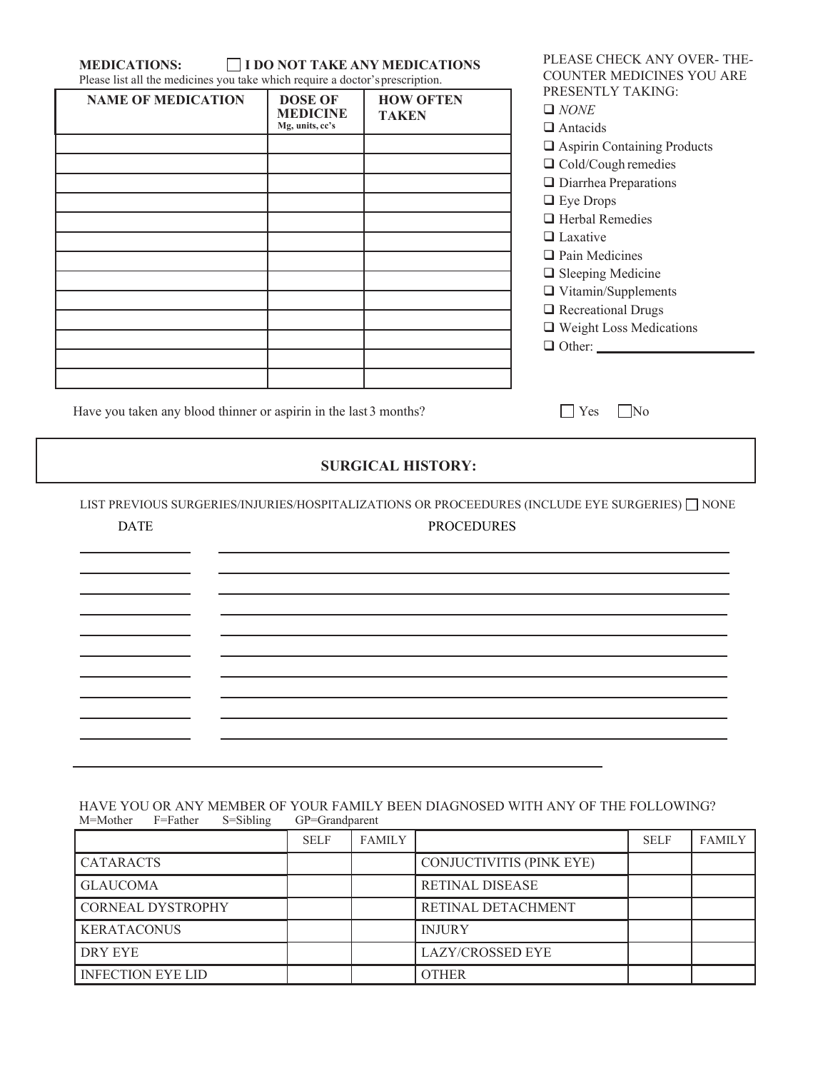**MEDICATIONS:** ☐ **I DO NOT TAKE ANY MEDICATIONS**

Please list all the medicines you take which require a doctor's prescription.

| NAME OF MEDICATION | DOSE OF MEDICINE Mg, units, cc's | HOW OFTEN TAKEN |
|---|---|---|
| | | |
| | | |
| | | |
| | | |
| | | |
| | | |
| | | |
| | | |
| | | |
| | | |
| | | |
| | | |

PLEASE CHECK ANY OVER- THE-COUNTER MEDICINES YOU ARE PRESENTLY TAKING:

- ☐ *NONE*
- ☐ Antacids
- ☐ Aspirin Containing Products
- ☐ Cold/Cough remedies
- ☐ Diarrhea Preparations
- ☐ Eye Drops
- ☐ Herbal Remedies
- ☐ Laxative
- ☐ Pain Medicines
- ☐ Sleeping Medicine
- ☐ Vitamin/Supplements
- ☐ Recreational Drugs
- ☐ Weight Loss Medications
- ☐ Other: ______________________

Have you taken any blood thinner or aspirin in the last 3 months? ☐ Yes ☐ No

## SURGICAL HISTORY:

LIST PREVIOUS SURGERIES/INJURIES/HOSPITALIZATIONS OR PROCEEDURES (INCLUDE EYE SURGERIES) ☐ NONE

| DATE | PROCEDURES |
|---|---|
| | |
| | |
| | |
| | |
| | |
| | |
| | |
| | |
| | |
| | |

______________________________________________

HAVE YOU OR ANY MEMBER OF YOUR FAMILY BEEN DIAGNOSED WITH ANY OF THE FOLLOWING?

M=Mother F=Father S=Sibling GP=Grandparent

| | SELF | FAMILY | | SELF | FAMILY |
|---|---|---|---|---|---|
| CATARACTS | | | CONJUCTIVITIS (PINK EYE) | | |
| GLAUCOMA | | | RETINAL DISEASE | | |
| CORNEAL DYSTROPHY | | | RETINAL DETACHMENT | | |
| KERATACONUS | | | INJURY | | |
| DRY EYE | | | LAZY/CROSSED EYE | | |
| INFECTION EYE LID | | | OTHER | | |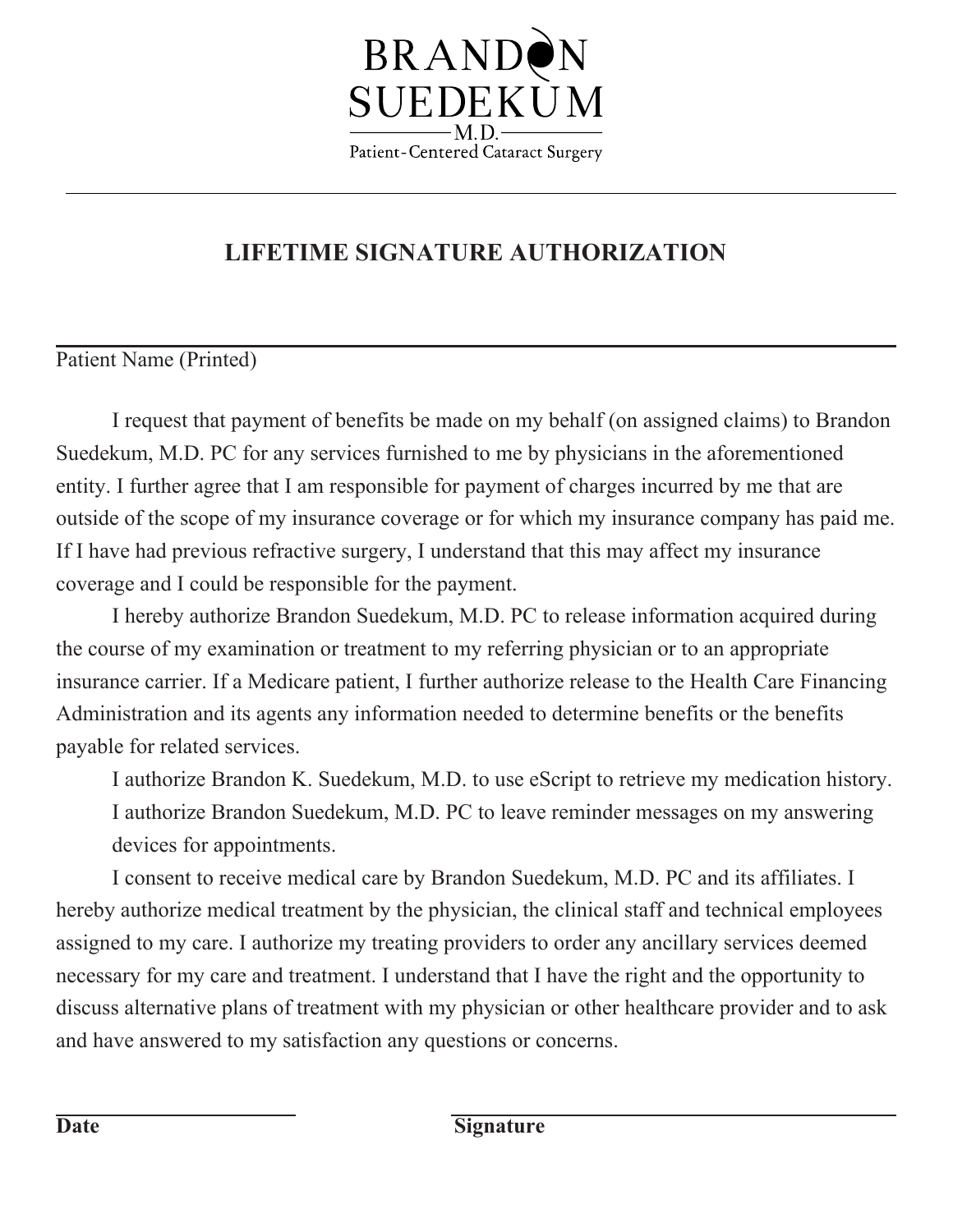BRANDON
SUEDEKUM
M.D.
Patient-Centered Cataract Surgery

---

# LIFETIME SIGNATURE AUTHORIZATION

______________________________________________

Patient Name (Printed)

I request that payment of benefits be made on my behalf (on assigned claims) to Brandon Suedekum, M.D. PC for any services furnished to me by physicians in the aforementioned entity. I further agree that I am responsible for payment of charges incurred by me that are outside of the scope of my insurance coverage or for which my insurance company has paid me. If I have had previous refractive surgery, I understand that this may affect my insurance coverage and I could be responsible for the payment.

I hereby authorize Brandon Suedekum, M.D. PC to release information acquired during the course of my examination or treatment to my referring physician or to an appropriate insurance carrier. If a Medicare patient, I further authorize release to the Health Care Financing Administration and its agents any information needed to determine benefits or the benefits payable for related services.

I authorize Brandon K. Suedekum, M.D. to use eScript to retrieve my medication history.

I authorize Brandon Suedekum, M.D. PC to leave reminder messages on my answering devices for appointments.

I consent to receive medical care by Brandon Suedekum, M.D. PC and its affiliates. I hereby authorize medical treatment by the physician, the clinical staff and technical employees assigned to my care. I authorize my treating providers to order any ancillary services deemed necessary for my care and treatment. I understand that I have the right and the opportunity to discuss alternative plans of treatment with my physician or other healthcare provider and to ask and have answered to my satisfaction any questions or concerns.

______________________ ______________________________

**Date** **Signature**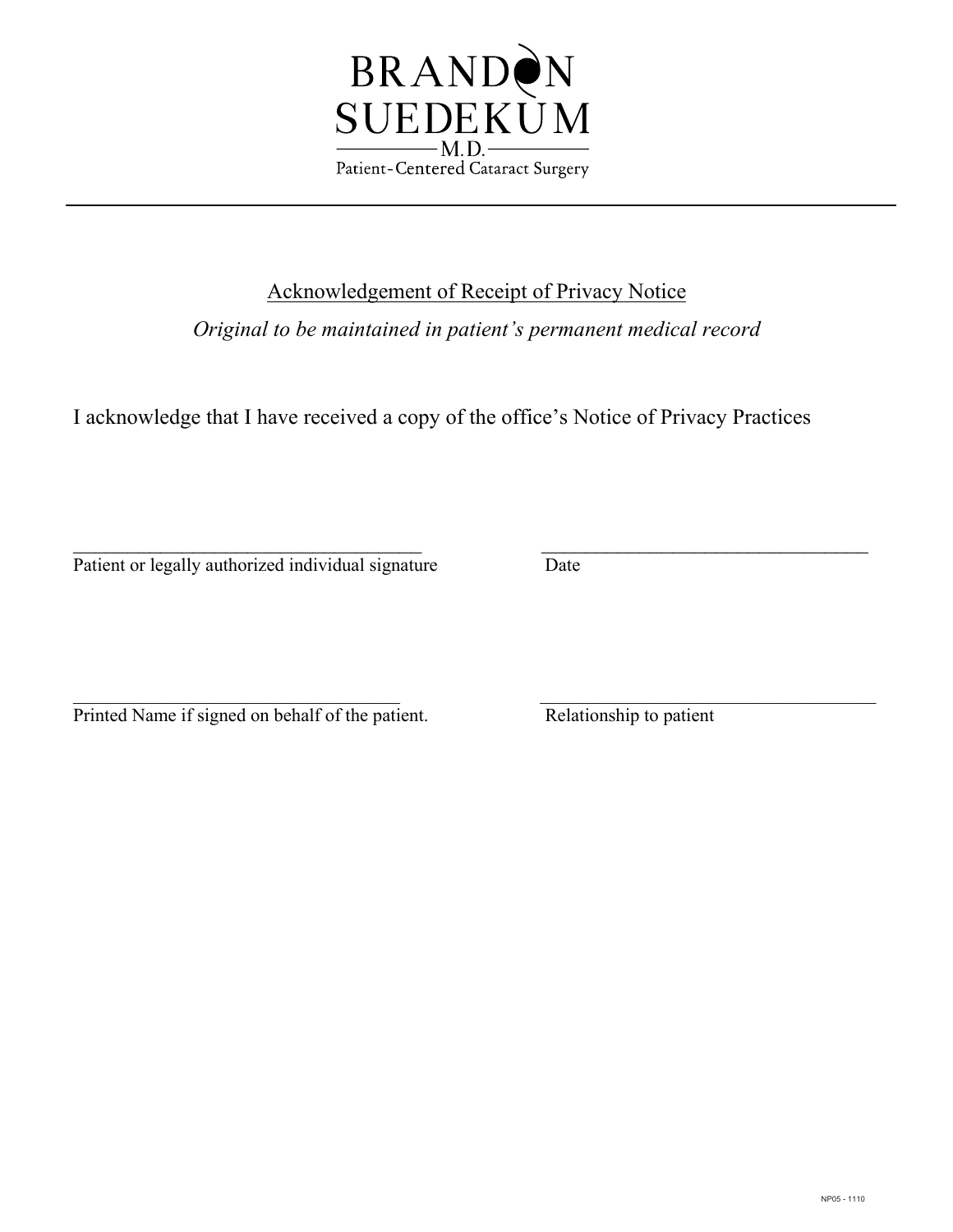# BRANDON SUEDEKUM

M.D.

Patient-Centered Cataract Surgery

---

Acknowledgement of Receipt of Privacy Notice

*Original to be maintained in patient's permanent medical record*

I acknowledge that I have received a copy of the office's Notice of Privacy Practices

______________________________________ ______________________________________

Patient or legally authorized individual signature Date

______________________________________ ______________________________________

Printed Name if signed on behalf of the patient. Relationship to patient

NP05 - 1110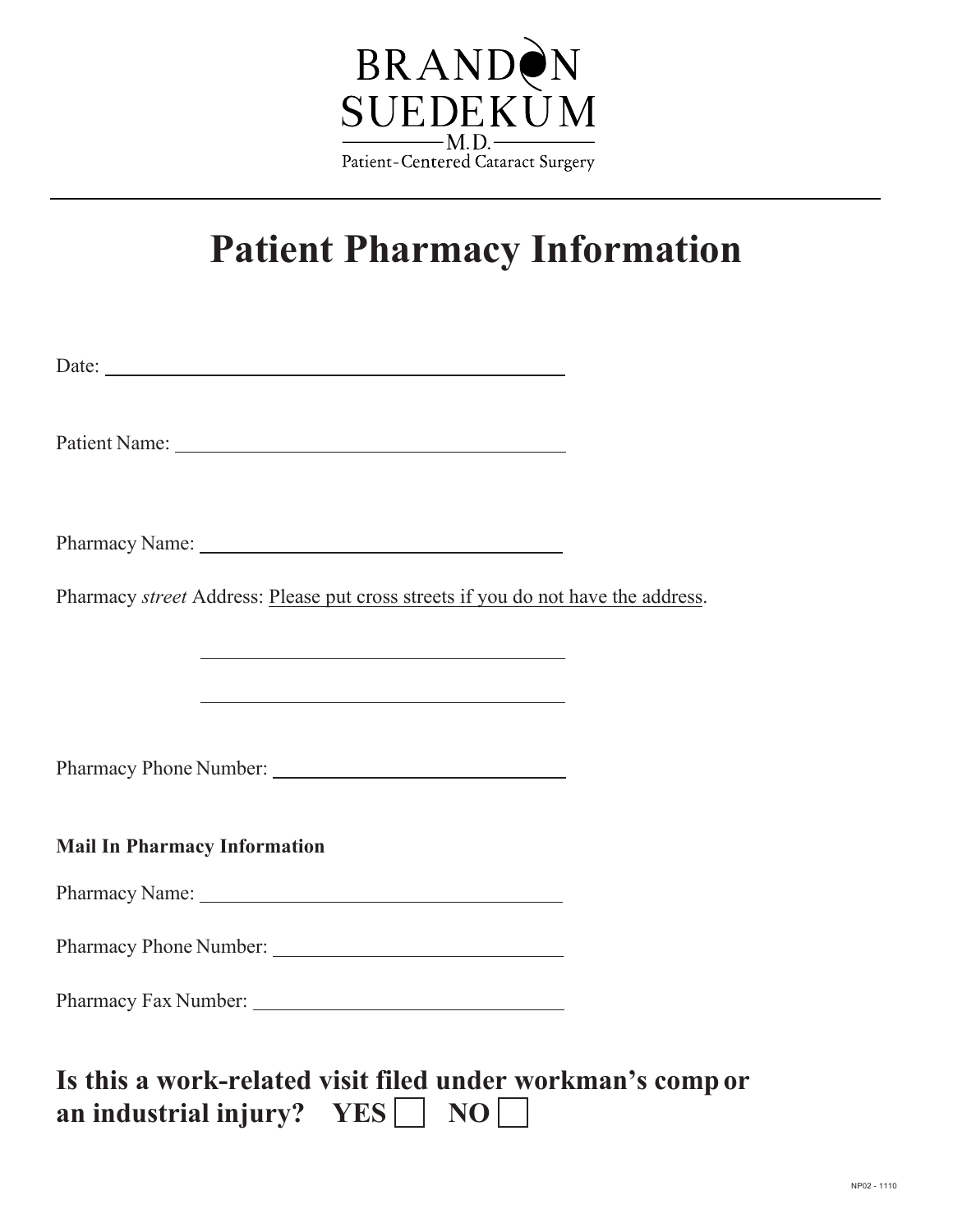BRANDON SUEDEKUM M.D.

Patient-Centered Cataract Surgery

# Patient Pharmacy Information

Date: ______________________________

Patient Name: ______________________________

Pharmacy Name: ______________________________

Pharmacy *street* Address: Please put cross streets if you do not have the address.

______________________________

______________________________

Pharmacy Phone Number: ______________________________

**Mail In Pharmacy Information**

Pharmacy Name: ______________________________

Pharmacy Phone Number: ______________________________

Pharmacy Fax Number: ______________________________

## Is this a work-related visit filed under workman's comp or an industrial injury? YES ☐ NO ☐

NP02 - 1110